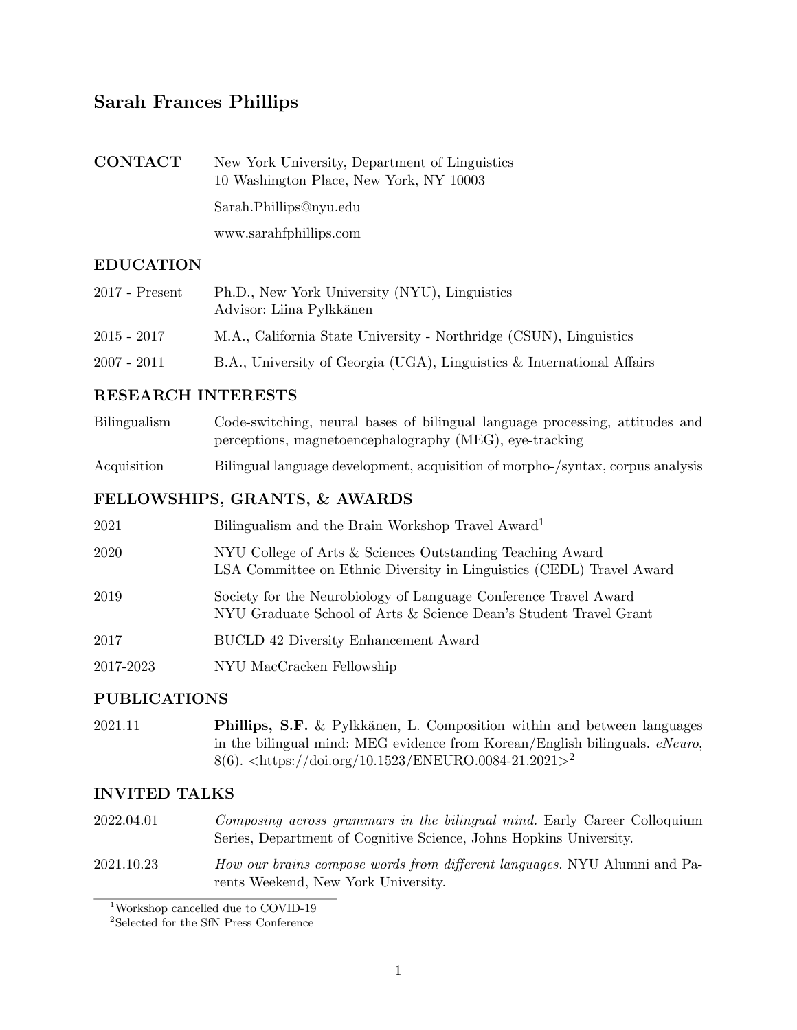# Sarah Frances Phillips

**CONTACT**

New York University, Department of Linguistics
10 Washington Place, New York, NY 10003

Sarah.Phillips@nyu.edu

www.sarahfphillips.com

## EDUCATION

| | |
|---|---|
| 2017 - Present | Ph.D., New York University (NYU), Linguistics<br>Advisor: Liina Pylkkänen |
| 2015 - 2017 | M.A., California State University - Northridge (CSUN), Linguistics |
| 2007 - 2011 | B.A., University of Georgia (UGA), Linguistics & International Affairs |

## RESEARCH INTERESTS

| | |
|---|---|
| Bilingualism | Code-switching, neural bases of bilingual language processing, attitudes and perceptions, magnetoencephalography (MEG), eye-tracking |
| Acquisition | Bilingual language development, acquisition of morpho-/syntax, corpus analysis |

## FELLOWSHIPS, GRANTS, & AWARDS

| | |
|---|---|
| 2021 | Bilingualism and the Brain Workshop Travel Award[1] |
| 2020 | NYU College of Arts & Sciences Outstanding Teaching Award<br>LSA Committee on Ethnic Diversity in Linguistics (CEDL) Travel Award |
| 2019 | Society for the Neurobiology of Language Conference Travel Award<br>NYU Graduate School of Arts & Science Dean's Student Travel Grant |
| 2017 | BUCLD 42 Diversity Enhancement Award |
| 2017-2023 | NYU MacCracken Fellowship |

## PUBLICATIONS

| | |
|---|---|
| 2021.11 | **Phillips, S.F.** & Pylkkänen, L. Composition within and between languages in the bilingual mind: MEG evidence from Korean/English bilinguals. *eNeuro*, 8(6). <https://doi.org/10.1523/ENEURO.0084-21.2021>[2] |

## INVITED TALKS

| | |
|---|---|
| 2022.04.01 | *Composing across grammars in the bilingual mind.* Early Career Colloquium Series, Department of Cognitive Science, Johns Hopkins University. |
| 2021.10.23 | *How our brains compose words from different languages.* NYU Alumni and Parents Weekend, New York University. |

[1] Workshop cancelled due to COVID-19

[2] Selected for the SfN Press Conference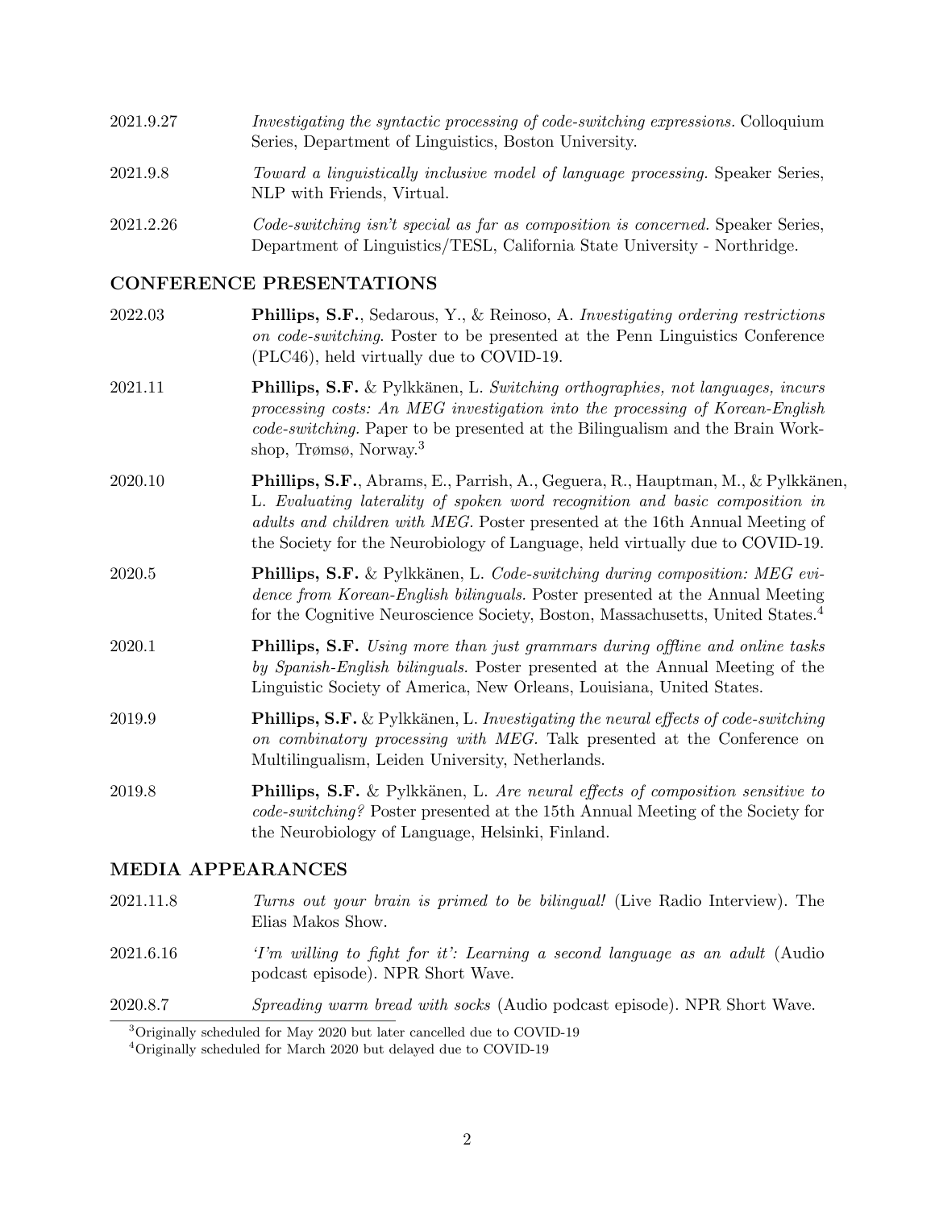2021.9.27 *Investigating the syntactic processing of code-switching expressions.* Colloquium Series, Department of Linguistics, Boston University.

2021.9.8 *Toward a linguistically inclusive model of language processing.* Speaker Series, NLP with Friends, Virtual.

2021.2.26 *Code-switching isn't special as far as composition is concerned.* Speaker Series, Department of Linguistics/TESL, California State University - Northridge.

## CONFERENCE PRESENTATIONS

2022.03 **Phillips, S.F.**, Sedarous, Y., & Reinoso, A. *Investigating ordering restrictions on code-switching.* Poster to be presented at the Penn Linguistics Conference (PLC46), held virtually due to COVID-19.

2021.11 **Phillips, S.F.** & Pylkkänen, L. *Switching orthographies, not languages, incurs processing costs: An MEG investigation into the processing of Korean-English code-switching.* Paper to be presented at the Bilingualism and the Brain Workshop, Trømsø, Norway.[3]

2020.10 **Phillips, S.F.**, Abrams, E., Parrish, A., Geguera, R., Hauptman, M., & Pylkkänen, L. *Evaluating laterality of spoken word recognition and basic composition in adults and children with MEG.* Poster presented at the 16th Annual Meeting of the Society for the Neurobiology of Language, held virtually due to COVID-19.

2020.5 **Phillips, S.F.** & Pylkkänen, L. *Code-switching during composition: MEG evidence from Korean-English bilinguals.* Poster presented at the Annual Meeting for the Cognitive Neuroscience Society, Boston, Massachusetts, United States.[4]

2020.1 **Phillips, S.F.** *Using more than just grammars during offline and online tasks by Spanish-English bilinguals.* Poster presented at the Annual Meeting of the Linguistic Society of America, New Orleans, Louisiana, United States.

2019.9 **Phillips, S.F.** & Pylkkänen, L. *Investigating the neural effects of code-switching on combinatory processing with MEG.* Talk presented at the Conference on Multilingualism, Leiden University, Netherlands.

2019.8 **Phillips, S.F.** & Pylkkänen, L. *Are neural effects of composition sensitive to code-switching?* Poster presented at the 15th Annual Meeting of the Society for the Neurobiology of Language, Helsinki, Finland.

## MEDIA APPEARANCES

2021.11.8 *Turns out your brain is primed to be bilingual!* (Live Radio Interview). The Elias Makos Show.

2021.6.16 *'I'm willing to fight for it': Learning a second language as an adult* (Audio podcast episode). NPR Short Wave.

2020.8.7 *Spreading warm bread with socks* (Audio podcast episode). NPR Short Wave.

[3] Originally scheduled for May 2020 but later cancelled due to COVID-19

[4] Originally scheduled for March 2020 but delayed due to COVID-19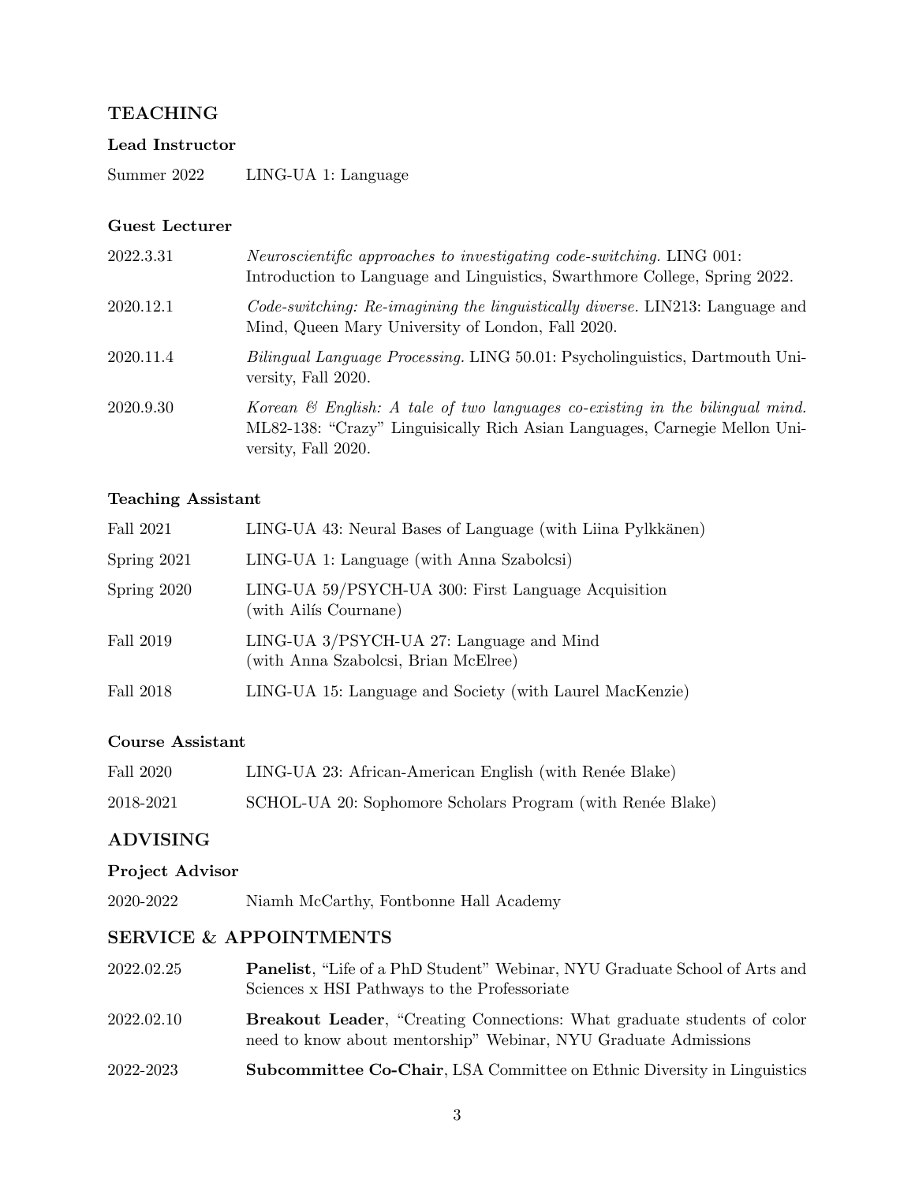## TEACHING

### Lead Instructor

Summer 2022 LING-UA 1: Language

### Guest Lecturer

2022.3.31 *Neuroscientific approaches to investigating code-switching.* LING 001: Introduction to Language and Linguistics, Swarthmore College, Spring 2022.

2020.12.1 *Code-switching: Re-imagining the linguistically diverse.* LIN213: Language and Mind, Queen Mary University of London, Fall 2020.

2020.11.4 *Bilingual Language Processing.* LING 50.01: Psycholinguistics, Dartmouth University, Fall 2020.

2020.9.30 *Korean & English: A tale of two languages co-existing in the bilingual mind.* ML82-138: "Crazy" Linguisically Rich Asian Languages, Carnegie Mellon University, Fall 2020.

### Teaching Assistant

Fall 2021 LING-UA 43: Neural Bases of Language (with Liina Pylkkänen)

Spring 2021 LING-UA 1: Language (with Anna Szabolcsi)

Spring 2020 LING-UA 59/PSYCH-UA 300: First Language Acquisition (with Ailís Cournane)

Fall 2019 LING-UA 3/PSYCH-UA 27: Language and Mind (with Anna Szabolcsi, Brian McElree)

Fall 2018 LING-UA 15: Language and Society (with Laurel MacKenzie)

### Course Assistant

Fall 2020 LING-UA 23: African-American English (with Renée Blake)

2018-2021 SCHOL-UA 20: Sophomore Scholars Program (with Renée Blake)

## ADVISING

### Project Advisor

2020-2022 Niamh McCarthy, Fontbonne Hall Academy

## SERVICE & APPOINTMENTS

2022.02.25 **Panelist**, "Life of a PhD Student" Webinar, NYU Graduate School of Arts and Sciences x HSI Pathways to the Professoriate

2022.02.10 **Breakout Leader**, "Creating Connections: What graduate students of color need to know about mentorship" Webinar, NYU Graduate Admissions

2022-2023 **Subcommittee Co-Chair**, LSA Committee on Ethnic Diversity in Linguistics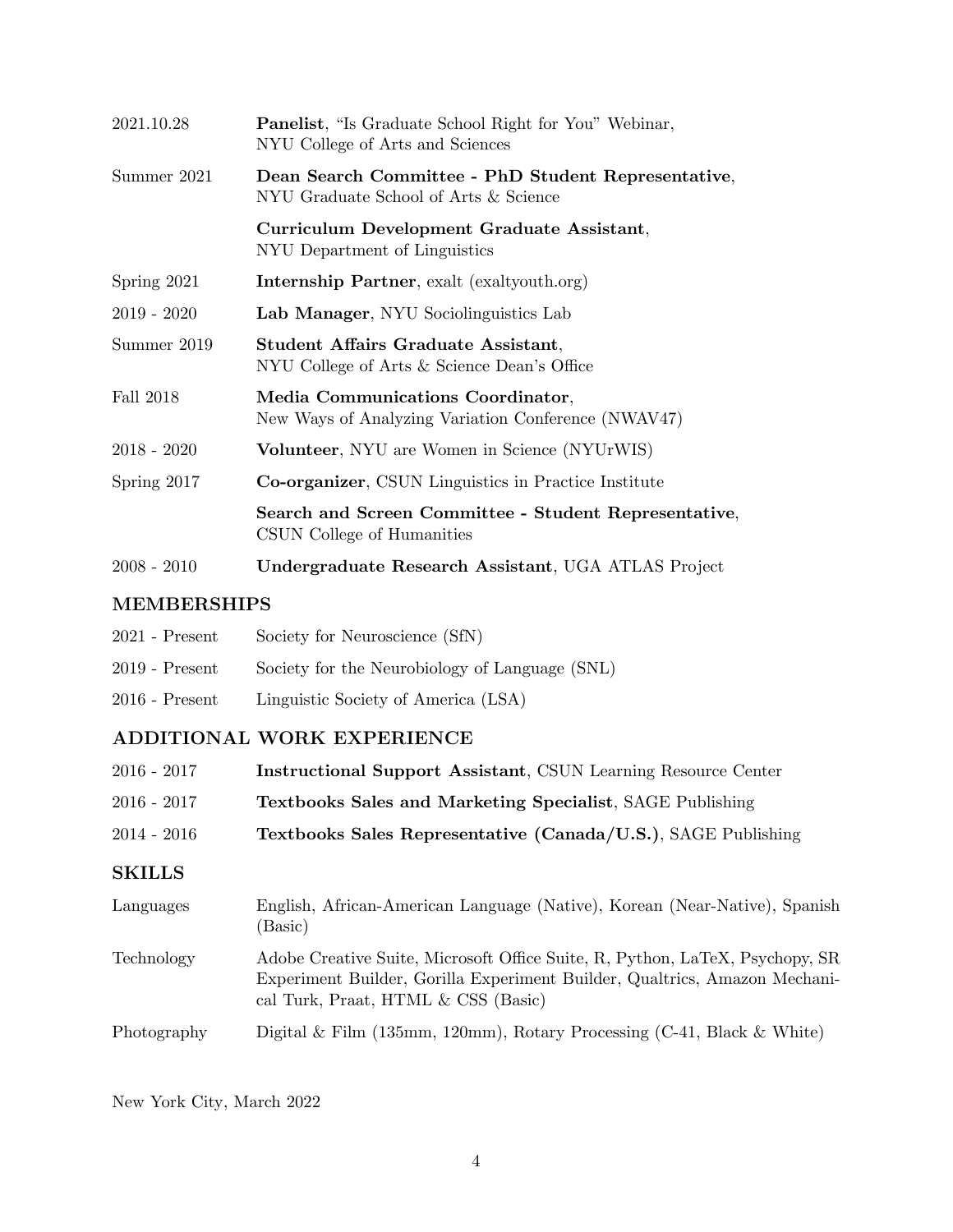2021.10.28 **Panelist**, "Is Graduate School Right for You" Webinar, NYU College of Arts and Sciences

Summer 2021 **Dean Search Committee - PhD Student Representative**, NYU Graduate School of Arts & Science

**Curriculum Development Graduate Assistant**, NYU Department of Linguistics

Spring 2021 **Internship Partner**, exalt (exaltyouth.org)

2019 - 2020 **Lab Manager**, NYU Sociolinguistics Lab

Summer 2019 **Student Affairs Graduate Assistant**, NYU College of Arts & Science Dean's Office

Fall 2018 **Media Communications Coordinator**, New Ways of Analyzing Variation Conference (NWAV47)

2018 - 2020 **Volunteer**, NYU are Women in Science (NYUrWIS)

Spring 2017 **Co-organizer**, CSUN Linguistics in Practice Institute

**Search and Screen Committee - Student Representative**, CSUN College of Humanities

2008 - 2010 **Undergraduate Research Assistant**, UGA ATLAS Project

## MEMBERSHIPS

2021 - Present Society for Neuroscience (SfN)

2019 - Present Society for the Neurobiology of Language (SNL)

2016 - Present Linguistic Society of America (LSA)

## ADDITIONAL WORK EXPERIENCE

2016 - 2017 **Instructional Support Assistant**, CSUN Learning Resource Center

2016 - 2017 **Textbooks Sales and Marketing Specialist**, SAGE Publishing

2014 - 2016 **Textbooks Sales Representative (Canada/U.S.)**, SAGE Publishing

## SKILLS

Languages English, African-American Language (Native), Korean (Near-Native), Spanish (Basic)

Technology Adobe Creative Suite, Microsoft Office Suite, R, Python, LaTeX, Psychopy, SR Experiment Builder, Gorilla Experiment Builder, Qualtrics, Amazon Mechanical Turk, Praat, HTML & CSS (Basic)

Photography Digital & Film (135mm, 120mm), Rotary Processing (C-41, Black & White)

New York City, March 2022